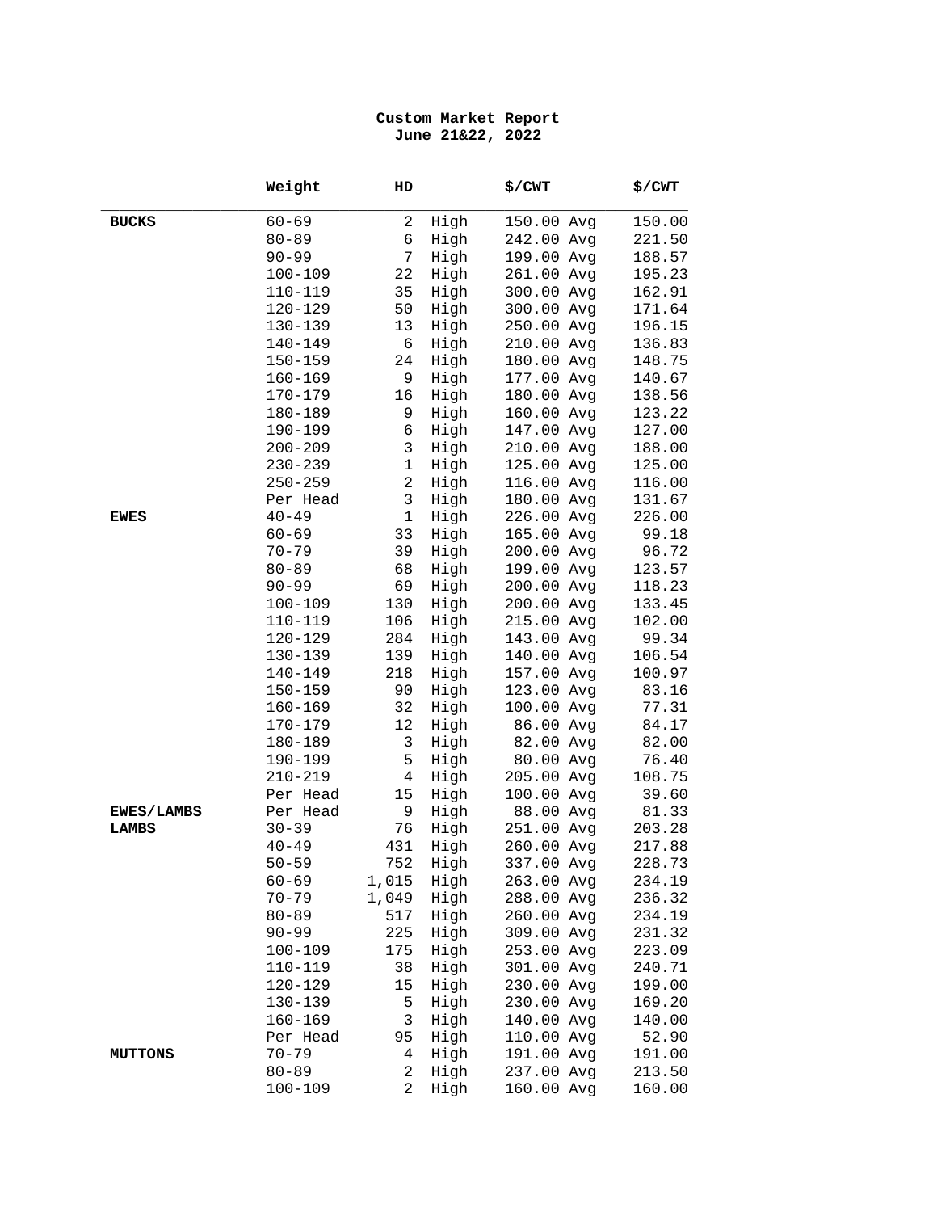**Custom Market Report**
**June 21&22, 2022**

| | Weight | HD | | $/CWT | | $/CWT |
|---|---|---|---|---|---|---|
| **BUCKS** | 60-69 | 2 | High | 150.00 | Avg | 150.00 |
| | 80-89 | 6 | High | 242.00 | Avg | 221.50 |
| | 90-99 | 7 | High | 199.00 | Avg | 188.57 |
| | 100-109 | 22 | High | 261.00 | Avg | 195.23 |
| | 110-119 | 35 | High | 300.00 | Avg | 162.91 |
| | 120-129 | 50 | High | 300.00 | Avg | 171.64 |
| | 130-139 | 13 | High | 250.00 | Avg | 196.15 |
| | 140-149 | 6 | High | 210.00 | Avg | 136.83 |
| | 150-159 | 24 | High | 180.00 | Avg | 148.75 |
| | 160-169 | 9 | High | 177.00 | Avg | 140.67 |
| | 170-179 | 16 | High | 180.00 | Avg | 138.56 |
| | 180-189 | 9 | High | 160.00 | Avg | 123.22 |
| | 190-199 | 6 | High | 147.00 | Avg | 127.00 |
| | 200-209 | 3 | High | 210.00 | Avg | 188.00 |
| | 230-239 | 1 | High | 125.00 | Avg | 125.00 |
| | 250-259 | 2 | High | 116.00 | Avg | 116.00 |
| | Per Head | 3 | High | 180.00 | Avg | 131.67 |
| **EWES** | 40-49 | 1 | High | 226.00 | Avg | 226.00 |
| | 60-69 | 33 | High | 165.00 | Avg | 99.18 |
| | 70-79 | 39 | High | 200.00 | Avg | 96.72 |
| | 80-89 | 68 | High | 199.00 | Avg | 123.57 |
| | 90-99 | 69 | High | 200.00 | Avg | 118.23 |
| | 100-109 | 130 | High | 200.00 | Avg | 133.45 |
| | 110-119 | 106 | High | 215.00 | Avg | 102.00 |
| | 120-129 | 284 | High | 143.00 | Avg | 99.34 |
| | 130-139 | 139 | High | 140.00 | Avg | 106.54 |
| | 140-149 | 218 | High | 157.00 | Avg | 100.97 |
| | 150-159 | 90 | High | 123.00 | Avg | 83.16 |
| | 160-169 | 32 | High | 100.00 | Avg | 77.31 |
| | 170-179 | 12 | High | 86.00 | Avg | 84.17 |
| | 180-189 | 3 | High | 82.00 | Avg | 82.00 |
| | 190-199 | 5 | High | 80.00 | Avg | 76.40 |
| | 210-219 | 4 | High | 205.00 | Avg | 108.75 |
| | Per Head | 15 | High | 100.00 | Avg | 39.60 |
| **EWES/LAMBS** | Per Head | 9 | High | 88.00 | Avg | 81.33 |
| **LAMBS** | 30-39 | 76 | High | 251.00 | Avg | 203.28 |
| | 40-49 | 431 | High | 260.00 | Avg | 217.88 |
| | 50-59 | 752 | High | 337.00 | Avg | 228.73 |
| | 60-69 | 1,015 | High | 263.00 | Avg | 234.19 |
| | 70-79 | 1,049 | High | 288.00 | Avg | 236.32 |
| | 80-89 | 517 | High | 260.00 | Avg | 234.19 |
| | 90-99 | 225 | High | 309.00 | Avg | 231.32 |
| | 100-109 | 175 | High | 253.00 | Avg | 223.09 |
| | 110-119 | 38 | High | 301.00 | Avg | 240.71 |
| | 120-129 | 15 | High | 230.00 | Avg | 199.00 |
| | 130-139 | 5 | High | 230.00 | Avg | 169.20 |
| | 160-169 | 3 | High | 140.00 | Avg | 140.00 |
| | Per Head | 95 | High | 110.00 | Avg | 52.90 |
| **MUTTONS** | 70-79 | 4 | High | 191.00 | Avg | 191.00 |
| | 80-89 | 2 | High | 237.00 | Avg | 213.50 |
| | 100-109 | 2 | High | 160.00 | Avg | 160.00 |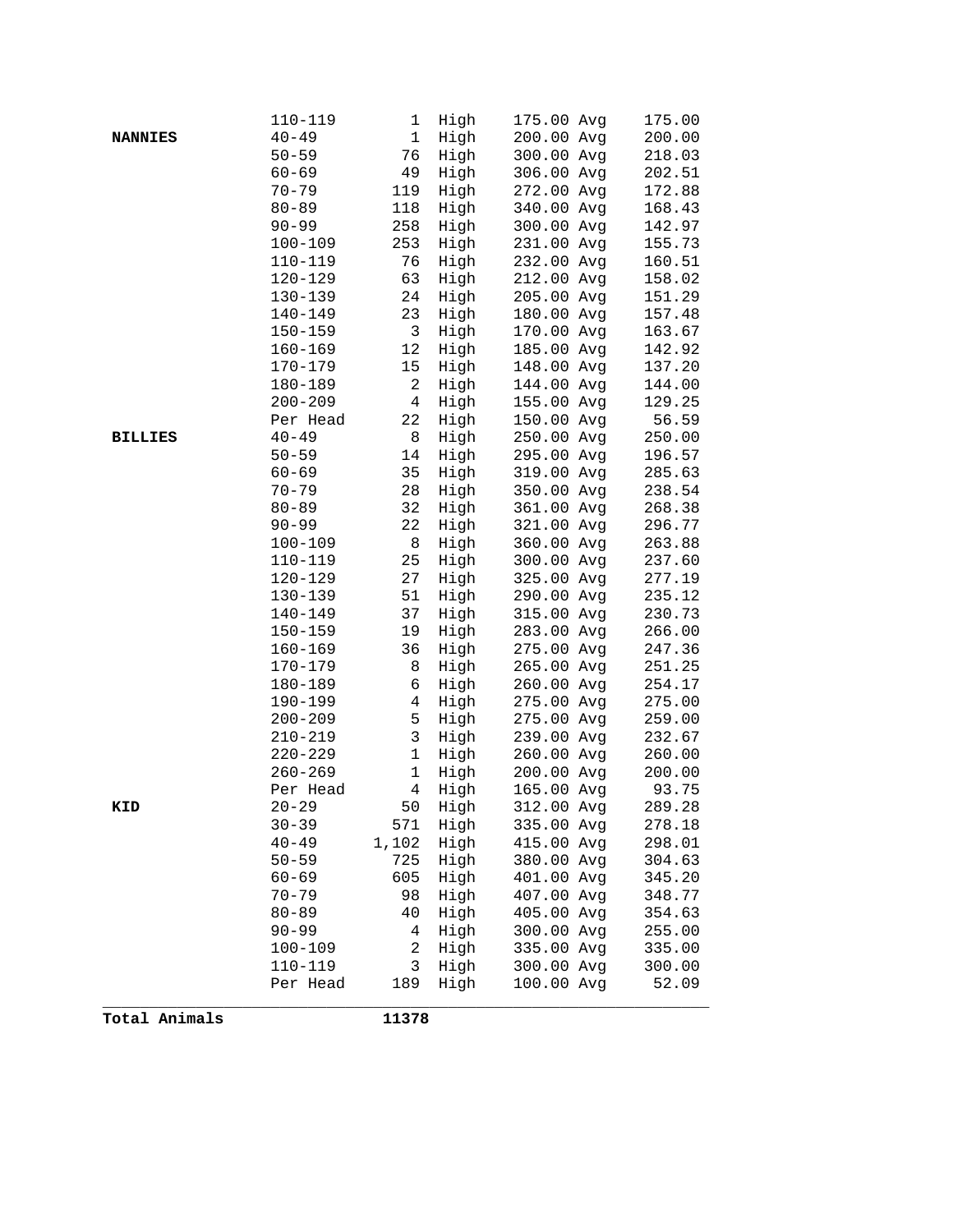| | | | | | | |
|---|---|---|---|---|---|---|
| | 110-119 | 1 | High | 175.00 | Avg | 175.00 |
| **NANNIES** | 40-49 | 1 | High | 200.00 | Avg | 200.00 |
| | 50-59 | 76 | High | 300.00 | Avg | 218.03 |
| | 60-69 | 49 | High | 306.00 | Avg | 202.51 |
| | 70-79 | 119 | High | 272.00 | Avg | 172.88 |
| | 80-89 | 118 | High | 340.00 | Avg | 168.43 |
| | 90-99 | 258 | High | 300.00 | Avg | 142.97 |
| | 100-109 | 253 | High | 231.00 | Avg | 155.73 |
| | 110-119 | 76 | High | 232.00 | Avg | 160.51 |
| | 120-129 | 63 | High | 212.00 | Avg | 158.02 |
| | 130-139 | 24 | High | 205.00 | Avg | 151.29 |
| | 140-149 | 23 | High | 180.00 | Avg | 157.48 |
| | 150-159 | 3 | High | 170.00 | Avg | 163.67 |
| | 160-169 | 12 | High | 185.00 | Avg | 142.92 |
| | 170-179 | 15 | High | 148.00 | Avg | 137.20 |
| | 180-189 | 2 | High | 144.00 | Avg | 144.00 |
| | 200-209 | 4 | High | 155.00 | Avg | 129.25 |
| | Per Head | 22 | High | 150.00 | Avg | 56.59 |
| **BILLIES** | 40-49 | 8 | High | 250.00 | Avg | 250.00 |
| | 50-59 | 14 | High | 295.00 | Avg | 196.57 |
| | 60-69 | 35 | High | 319.00 | Avg | 285.63 |
| | 70-79 | 28 | High | 350.00 | Avg | 238.54 |
| | 80-89 | 32 | High | 361.00 | Avg | 268.38 |
| | 90-99 | 22 | High | 321.00 | Avg | 296.77 |
| | 100-109 | 8 | High | 360.00 | Avg | 263.88 |
| | 110-119 | 25 | High | 300.00 | Avg | 237.60 |
| | 120-129 | 27 | High | 325.00 | Avg | 277.19 |
| | 130-139 | 51 | High | 290.00 | Avg | 235.12 |
| | 140-149 | 37 | High | 315.00 | Avg | 230.73 |
| | 150-159 | 19 | High | 283.00 | Avg | 266.00 |
| | 160-169 | 36 | High | 275.00 | Avg | 247.36 |
| | 170-179 | 8 | High | 265.00 | Avg | 251.25 |
| | 180-189 | 6 | High | 260.00 | Avg | 254.17 |
| | 190-199 | 4 | High | 275.00 | Avg | 275.00 |
| | 200-209 | 5 | High | 275.00 | Avg | 259.00 |
| | 210-219 | 3 | High | 239.00 | Avg | 232.67 |
| | 220-229 | 1 | High | 260.00 | Avg | 260.00 |
| | 260-269 | 1 | High | 200.00 | Avg | 200.00 |
| | Per Head | 4 | High | 165.00 | Avg | 93.75 |
| **KID** | 20-29 | 50 | High | 312.00 | Avg | 289.28 |
| | 30-39 | 571 | High | 335.00 | Avg | 278.18 |
| | 40-49 | 1,102 | High | 415.00 | Avg | 298.01 |
| | 50-59 | 725 | High | 380.00 | Avg | 304.63 |
| | 60-69 | 605 | High | 401.00 | Avg | 345.20 |
| | 70-79 | 98 | High | 407.00 | Avg | 348.77 |
| | 80-89 | 40 | High | 405.00 | Avg | 354.63 |
| | 90-99 | 4 | High | 300.00 | Avg | 255.00 |
| | 100-109 | 2 | High | 335.00 | Avg | 335.00 |
| | 110-119 | 3 | High | 300.00 | Avg | 300.00 |
| | Per Head | 189 | High | 100.00 | Avg | 52.09 |
| **Total Animals** | | **11378** | | | | |